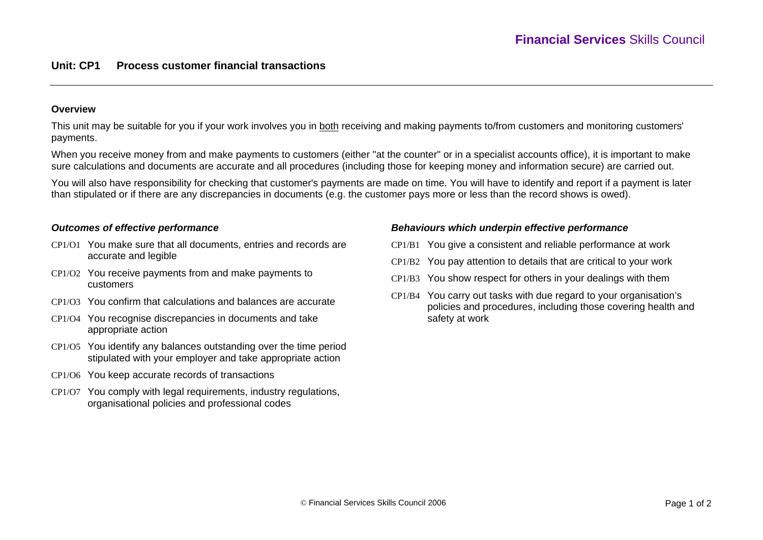**Financial Services** Skills Council

# Unit: CP1 Process customer financial transactions

## Overview

This unit may be suitable for you if your work involves you in both receiving and making payments to/from customers and monitoring customers' payments.

When you receive money from and make payments to customers (either "at the counter" or in a specialist accounts office), it is important to make sure calculations and documents are accurate and all procedures (including those for keeping money and information secure) are carried out.

You will also have responsibility for checking that customer's payments are made on time. You will have to identify and report if a payment is later than stipulated or if there are any discrepancies in documents (e.g. the customer pays more or less than the record shows is owed).

### *Outcomes of effective performance*

- CP1/O1 You make sure that all documents, entries and records are accurate and legible
- CP1/O2 You receive payments from and make payments to customers
- CP1/O3 You confirm that calculations and balances are accurate
- CP1/O4 You recognise discrepancies in documents and take appropriate action
- CP1/O5 You identify any balances outstanding over the time period stipulated with your employer and take appropriate action
- CP1/O6 You keep accurate records of transactions
- CP1/O7 You comply with legal requirements, industry regulations, organisational policies and professional codes

### *Behaviours which underpin effective performance*

- CP1/B1 You give a consistent and reliable performance at work
- CP1/B2 You pay attention to details that are critical to your work
- CP1/B3 You show respect for others in your dealings with them
- CP1/B4 You carry out tasks with due regard to your organisation's policies and procedures, including those covering health and safety at work

© Financial Services Skills Council 2006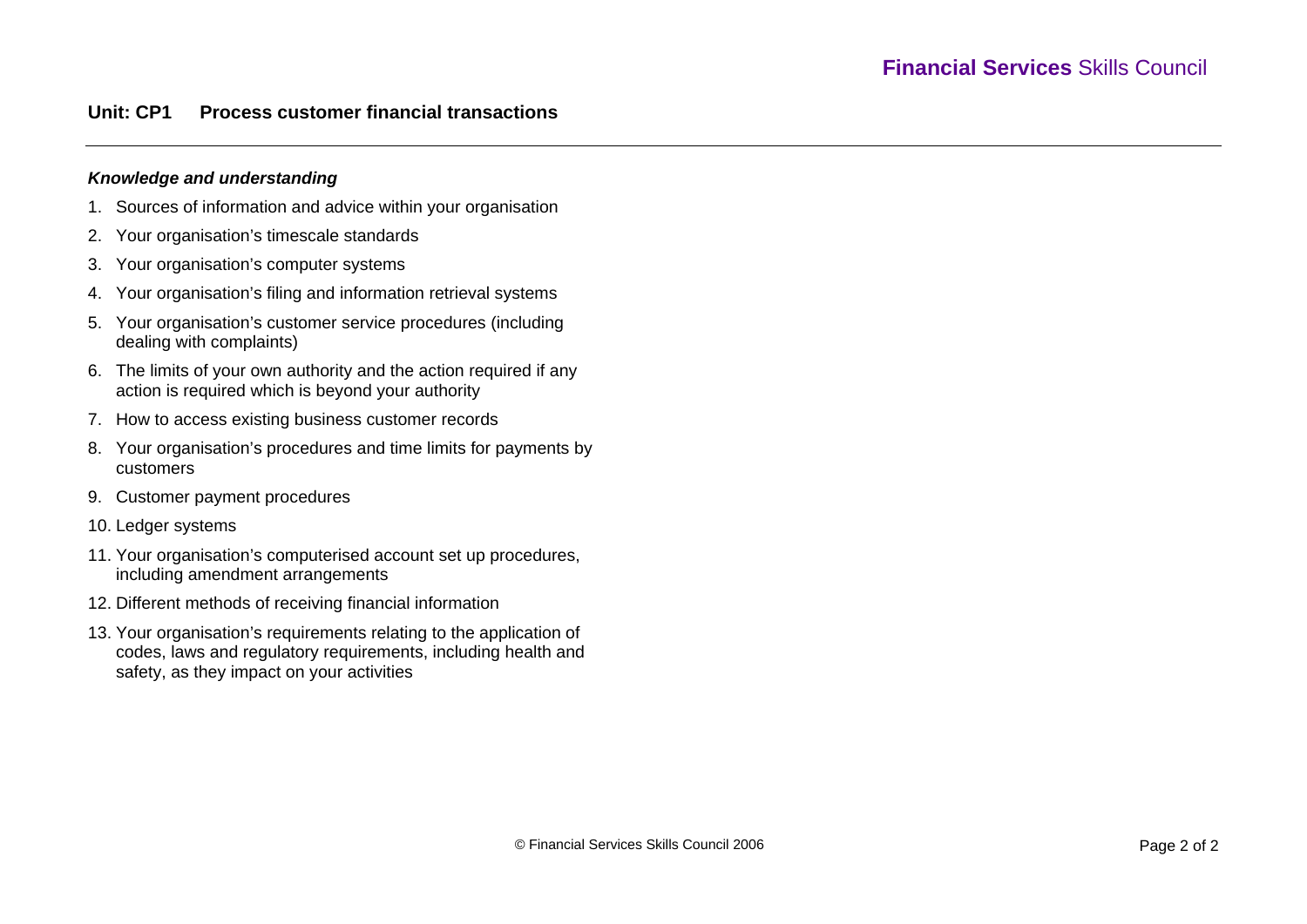## Unit: CP1 Process customer financial transactions

***Knowledge and understanding***

1. Sources of information and advice within your organisation
2. Your organisation's timescale standards
3. Your organisation's computer systems
4. Your organisation's filing and information retrieval systems
5. Your organisation's customer service procedures (including dealing with complaints)
6. The limits of your own authority and the action required if any action is required which is beyond your authority
7. How to access existing business customer records
8. Your organisation's procedures and time limits for payments by customers
9. Customer payment procedures
10. Ledger systems
11. Your organisation's computerised account set up procedures, including amendment arrangements
12. Different methods of receiving financial information
13. Your organisation's requirements relating to the application of codes, laws and regulatory requirements, including health and safety, as they impact on your activities